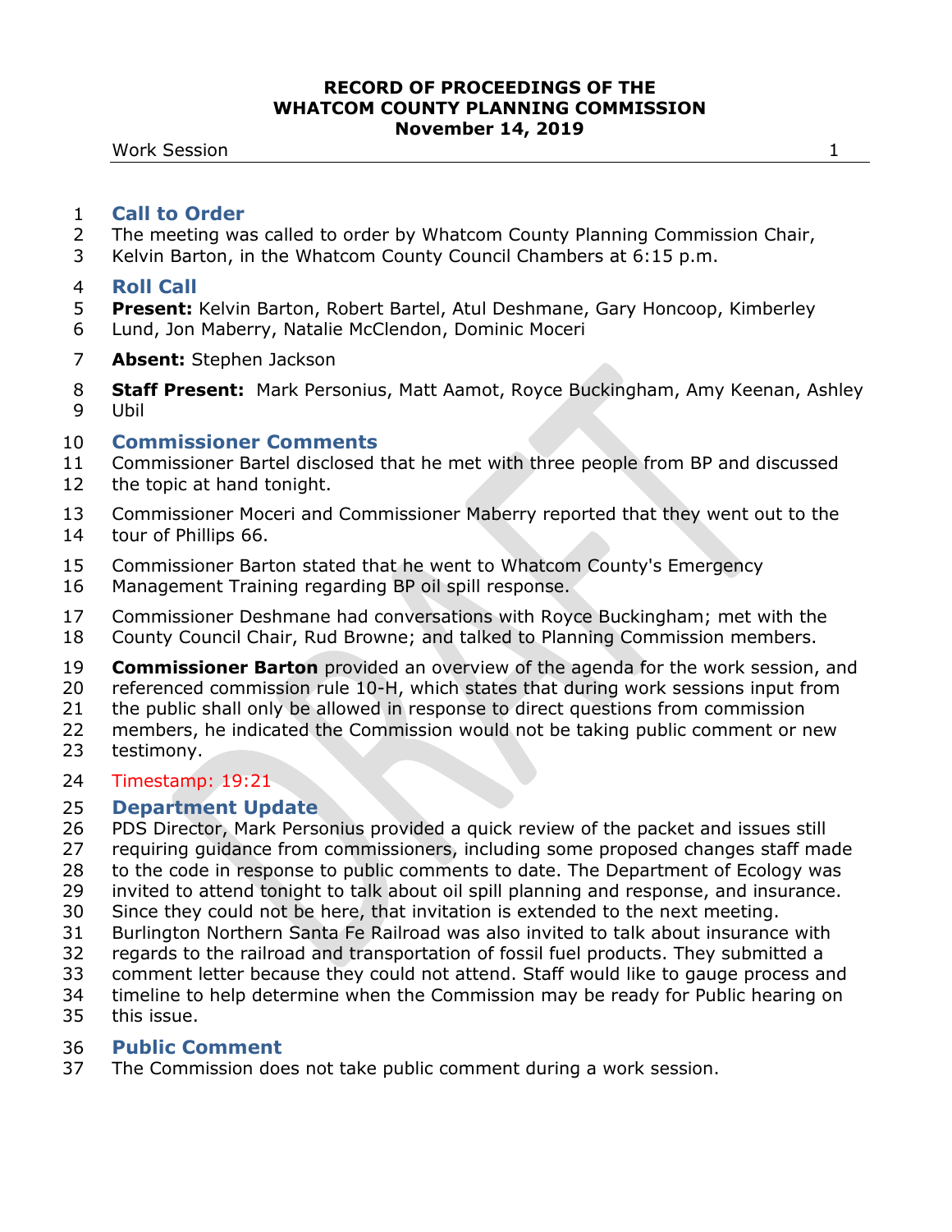# RECORD OF PROCEEDINGS OF THE WHATCOM COUNTY PLANNING COMMISSION
## November 14, 2019

Work Session

## Call to Order

The meeting was called to order by Whatcom County Planning Commission Chair, Kelvin Barton, in the Whatcom County Council Chambers at 6:15 p.m.

## Roll Call

**Present:** Kelvin Barton, Robert Bartel, Atul Deshmane, Gary Honcoop, Kimberley Lund, Jon Maberry, Natalie McClendon, Dominic Moceri

**Absent:** Stephen Jackson

**Staff Present:** Mark Personius, Matt Aamot, Royce Buckingham, Amy Keenan, Ashley Ubil

## Commissioner Comments

Commissioner Bartel disclosed that he met with three people from BP and discussed the topic at hand tonight.

Commissioner Moceri and Commissioner Maberry reported that they went out to the tour of Phillips 66.

Commissioner Barton stated that he went to Whatcom County's Emergency Management Training regarding BP oil spill response.

Commissioner Deshmane had conversations with Royce Buckingham; met with the County Council Chair, Rud Browne; and talked to Planning Commission members.

**Commissioner Barton** provided an overview of the agenda for the work session, and referenced commission rule 10-H, which states that during work sessions input from the public shall only be allowed in response to direct questions from commission members, he indicated the Commission would not be taking public comment or new testimony.

Timestamp: 19:21

## Department Update

PDS Director, Mark Personius provided a quick review of the packet and issues still requiring guidance from commissioners, including some proposed changes staff made to the code in response to public comments to date. The Department of Ecology was invited to attend tonight to talk about oil spill planning and response, and insurance. Since they could not be here, that invitation is extended to the next meeting. Burlington Northern Santa Fe Railroad was also invited to talk about insurance with regards to the railroad and transportation of fossil fuel products. They submitted a comment letter because they could not attend. Staff would like to gauge process and timeline to help determine when the Commission may be ready for Public hearing on this issue.

## Public Comment

The Commission does not take public comment during a work session.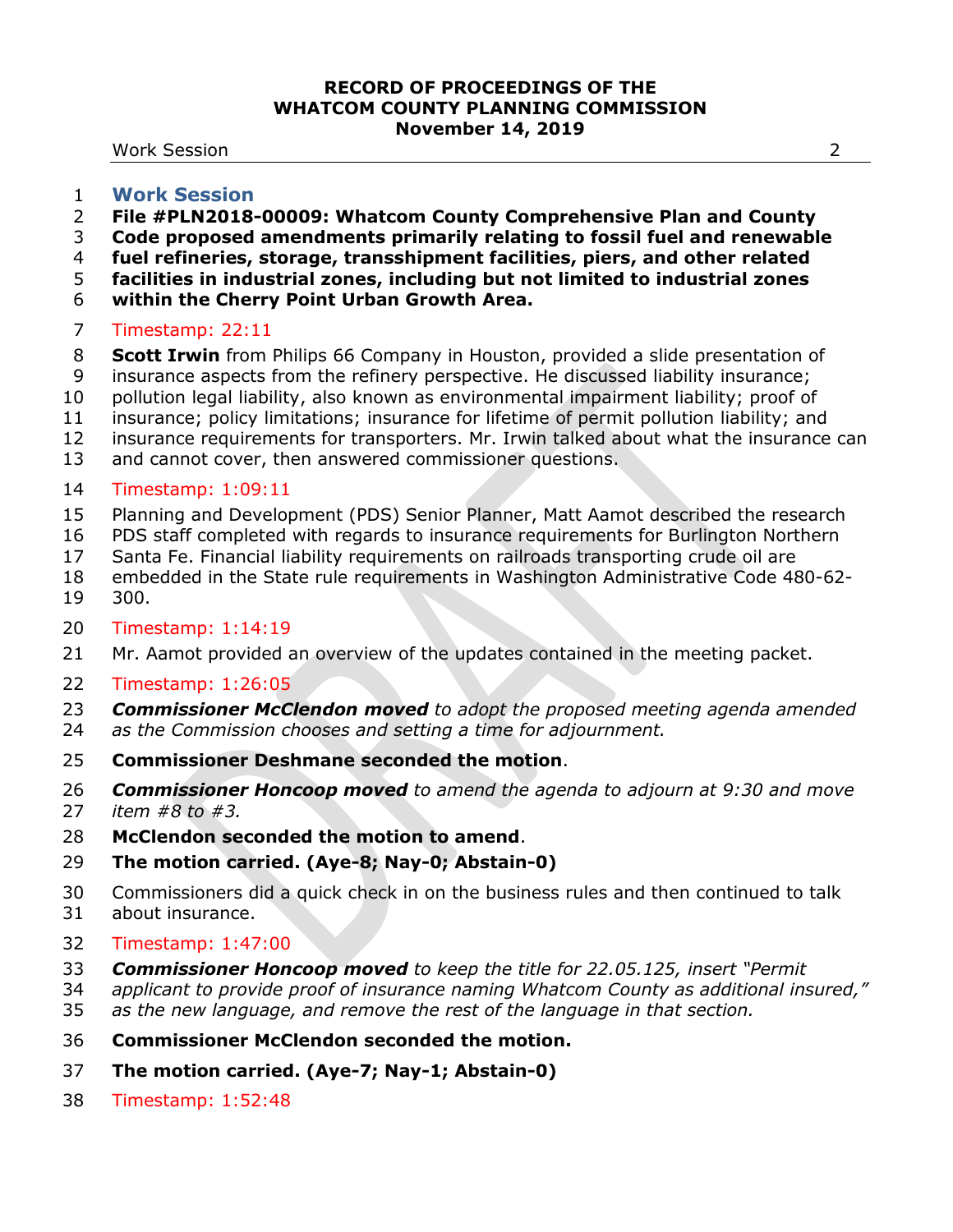## Work Session

**File #PLN2018-00009: Whatcom County Comprehensive Plan and County Code proposed amendments primarily relating to fossil fuel and renewable fuel refineries, storage, transshipment facilities, piers, and other related facilities in industrial zones, including but not limited to industrial zones within the Cherry Point Urban Growth Area.**

Timestamp: 22:11

**Scott Irwin** from Philips 66 Company in Houston, provided a slide presentation of insurance aspects from the refinery perspective. He discussed liability insurance; pollution legal liability, also known as environmental impairment liability; proof of insurance; policy limitations; insurance for lifetime of permit pollution liability; and insurance requirements for transporters. Mr. Irwin talked about what the insurance can and cannot cover, then answered commissioner questions.

Timestamp: 1:09:11

Planning and Development (PDS) Senior Planner, Matt Aamot described the research PDS staff completed with regards to insurance requirements for Burlington Northern Santa Fe. Financial liability requirements on railroads transporting crude oil are embedded in the State rule requirements in Washington Administrative Code 480-62-300.

Timestamp: 1:14:19

Mr. Aamot provided an overview of the updates contained in the meeting packet.

Timestamp: 1:26:05

***Commissioner McClendon moved*** *to adopt the proposed meeting agenda amended as the Commission chooses and setting a time for adjournment.*

**Commissioner Deshmane seconded the motion**.

***Commissioner Honcoop moved*** *to amend the agenda to adjourn at 9:30 and move item #8 to #3.*

**McClendon seconded the motion to amend**.

**The motion carried. (Aye-8; Nay-0; Abstain-0)**

Commissioners did a quick check in on the business rules and then continued to talk about insurance.

Timestamp: 1:47:00

***Commissioner Honcoop moved*** *to keep the title for 22.05.125, insert "Permit applicant to provide proof of insurance naming Whatcom County as additional insured," as the new language, and remove the rest of the language in that section.*

**Commissioner McClendon seconded the motion.**

**The motion carried. (Aye-7; Nay-1; Abstain-0)**

Timestamp: 1:52:48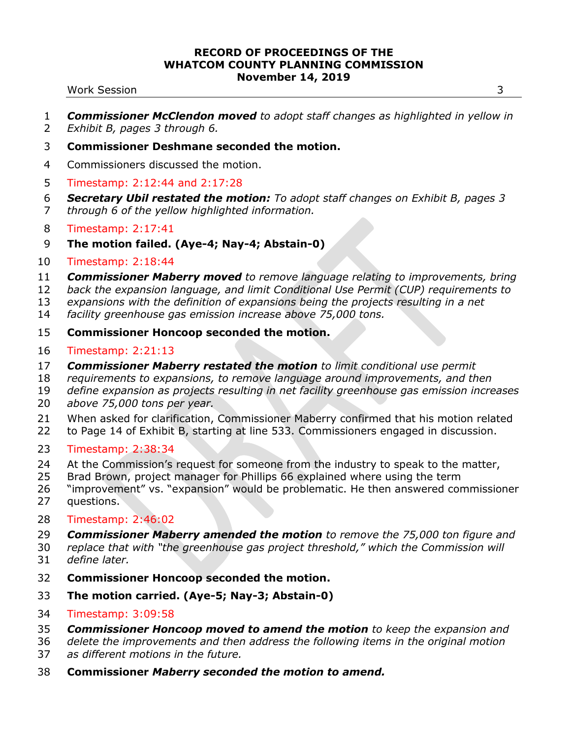***Commissioner McClendon moved*** *to adopt staff changes as highlighted in yellow in Exhibit B, pages 3 through 6.*

**Commissioner Deshmane seconded the motion.**

Commissioners discussed the motion.

Timestamp: 2:12:44 and 2:17:28

***Secretary Ubil restated the motion:*** *To adopt staff changes on Exhibit B, pages 3 through 6 of the yellow highlighted information.*

Timestamp: 2:17:41

**The motion failed. (Aye-4; Nay-4; Abstain-0)**

Timestamp: 2:18:44

***Commissioner Maberry moved*** *to remove language relating to improvements, bring back the expansion language, and limit Conditional Use Permit (CUP) requirements to expansions with the definition of expansions being the projects resulting in a net facility greenhouse gas emission increase above 75,000 tons.*

**Commissioner Honcoop seconded the motion.**

Timestamp: 2:21:13

***Commissioner Maberry restated the motion*** *to limit conditional use permit requirements to expansions, to remove language around improvements, and then define expansion as projects resulting in net facility greenhouse gas emission increases above 75,000 tons per year.*

When asked for clarification, Commissioner Maberry confirmed that his motion related to Page 14 of Exhibit B, starting at line 533. Commissioners engaged in discussion.

Timestamp: 2:38:34

At the Commission's request for someone from the industry to speak to the matter, Brad Brown, project manager for Phillips 66 explained where using the term "improvement" vs. "expansion" would be problematic. He then answered commissioner questions.

Timestamp: 2:46:02

***Commissioner Maberry amended the motion*** *to remove the 75,000 ton figure and replace that with "the greenhouse gas project threshold," which the Commission will define later.*

**Commissioner Honcoop seconded the motion.**

**The motion carried. (Aye-5; Nay-3; Abstain-0)**

Timestamp: 3:09:58

***Commissioner Honcoop moved to amend the motion*** *to keep the expansion and delete the improvements and then address the following items in the original motion as different motions in the future.*

**Commissioner *Maberry seconded the motion to amend.***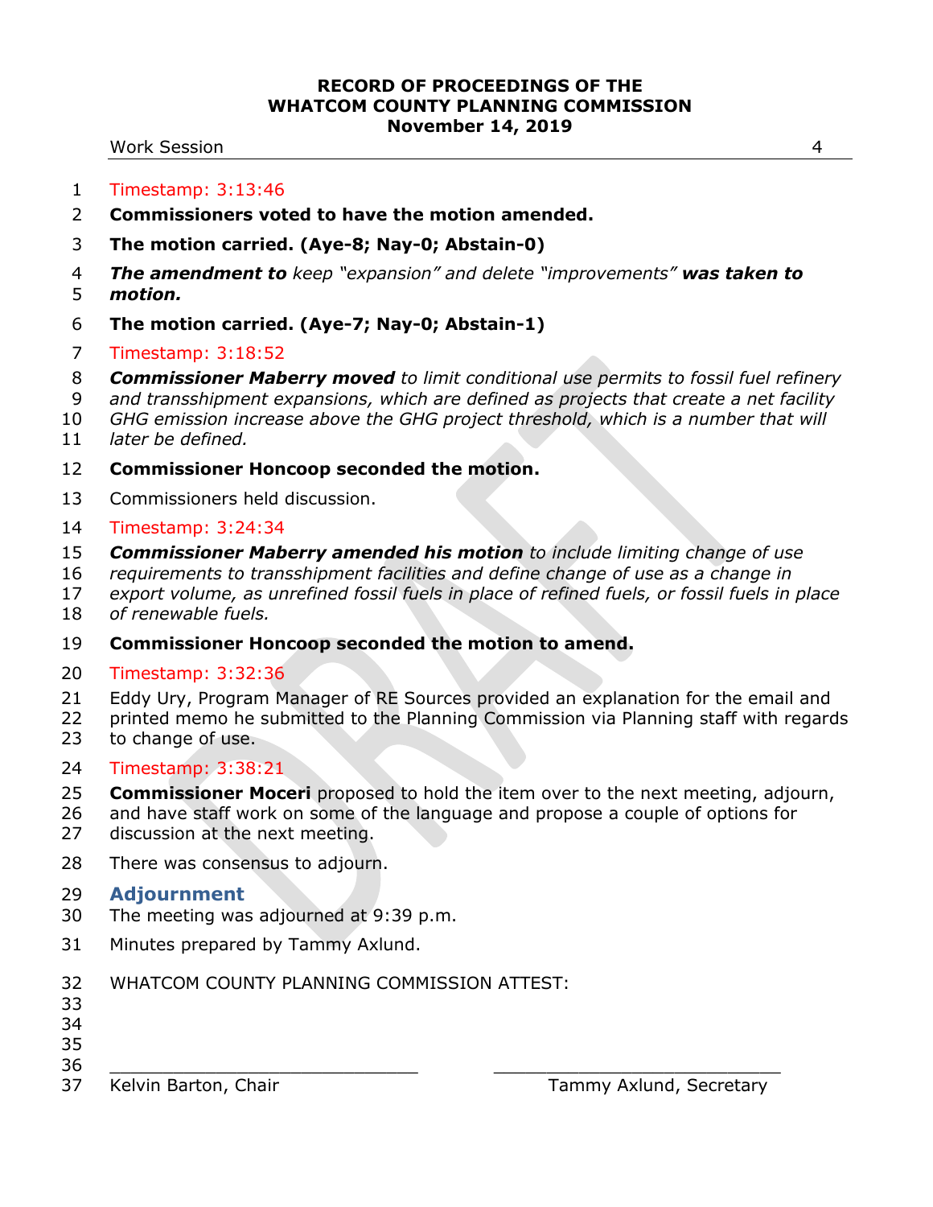Timestamp: 3:13:46

**Commissioners voted to have the motion amended.**

**The motion carried. (Aye-8; Nay-0; Abstain-0)**

***The amendment to*** *keep "expansion" and delete "improvements"* ***was taken to motion.***

**The motion carried. (Aye-7; Nay-0; Abstain-1)**

Timestamp: 3:18:52

***Commissioner Maberry moved*** *to limit conditional use permits to fossil fuel refinery and transshipment expansions, which are defined as projects that create a net facility GHG emission increase above the GHG project threshold, which is a number that will later be defined.*

**Commissioner Honcoop seconded the motion.**

Commissioners held discussion.

Timestamp: 3:24:34

***Commissioner Maberry amended his motion*** *to include limiting change of use requirements to transshipment facilities and define change of use as a change in export volume, as unrefined fossil fuels in place of refined fuels, or fossil fuels in place of renewable fuels.*

**Commissioner Honcoop seconded the motion to amend.**

Timestamp: 3:32:36

Eddy Ury, Program Manager of RE Sources provided an explanation for the email and printed memo he submitted to the Planning Commission via Planning staff with regards to change of use.

Timestamp: 3:38:21

**Commissioner Moceri** proposed to hold the item over to the next meeting, adjourn, and have staff work on some of the language and propose a couple of options for discussion at the next meeting.

There was consensus to adjourn.

## Adjournment

The meeting was adjourned at 9:39 p.m.

Minutes prepared by Tammy Axlund.

WHATCOM COUNTY PLANNING COMMISSION ATTEST:

_____________________________ _____________________________

Kelvin Barton, Chair Tammy Axlund, Secretary